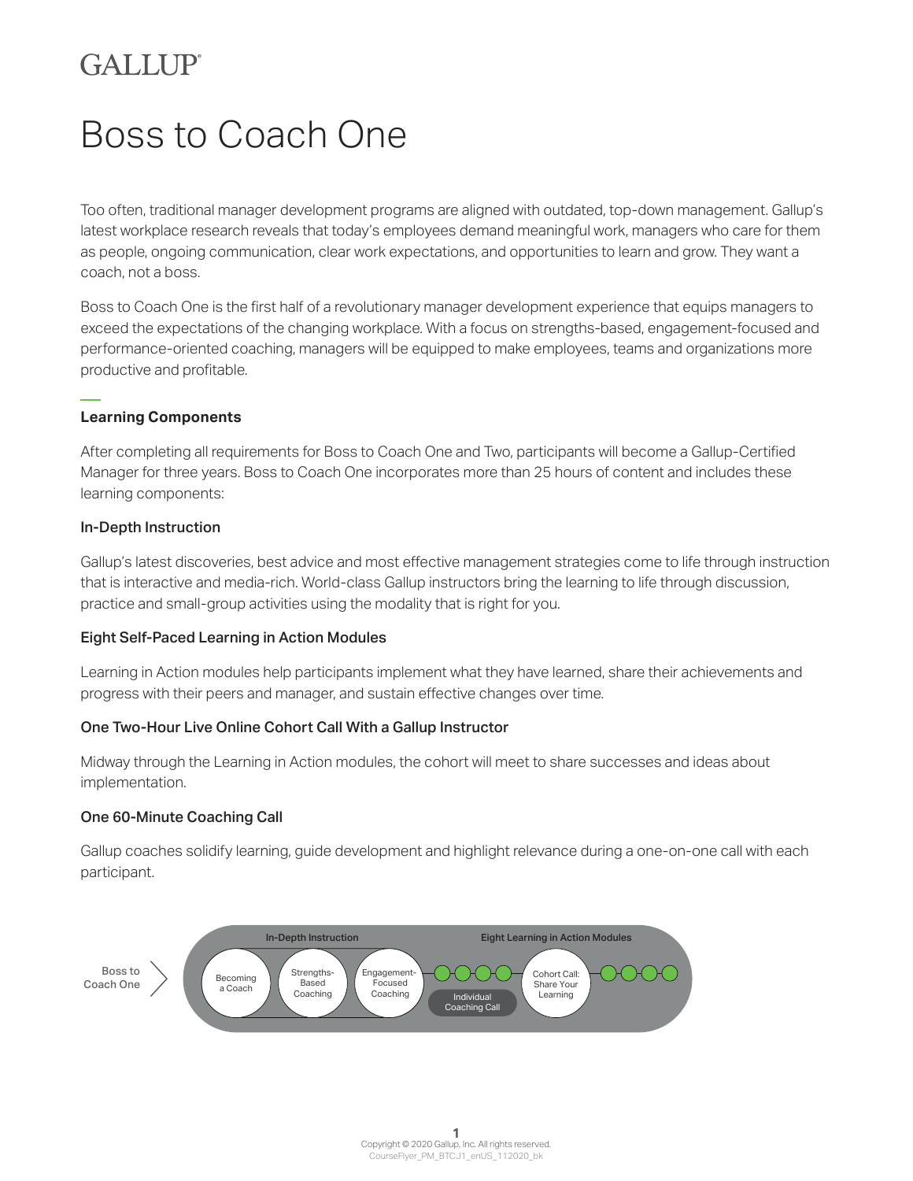GALLUP

# Boss to Coach One

Too often, traditional manager development programs are aligned with outdated, top-down management. Gallup's latest workplace research reveals that today's employees demand meaningful work, managers who care for them as people, ongoing communication, clear work expectations, and opportunities to learn and grow. They want a coach, not a boss.

Boss to Coach One is the first half of a revolutionary manager development experience that equips managers to exceed the expectations of the changing workplace. With a focus on strengths-based, engagement-focused and performance-oriented coaching, managers will be equipped to make employees, teams and organizations more productive and profitable.

## Learning Components

After completing all requirements for Boss to Coach One and Two, participants will become a Gallup-Certified Manager for three years. Boss to Coach One incorporates more than 25 hours of content and includes these learning components:

### In-Depth Instruction

Gallup's latest discoveries, best advice and most effective management strategies come to life through instruction that is interactive and media-rich. World-class Gallup instructors bring the learning to life through discussion, practice and small-group activities using the modality that is right for you.

### Eight Self-Paced Learning in Action Modules

Learning in Action modules help participants implement what they have learned, share their achievements and progress with their peers and manager, and sustain effective changes over time.

### One Two-Hour Live Online Cohort Call With a Gallup Instructor

Midway through the Learning in Action modules, the cohort will meet to share successes and ideas about implementation.

### One 60-Minute Coaching Call

Gallup coaches solidify learning, guide development and highlight relevance during a one-on-one call with each participant.

Boss to Coach One

In-Depth Instruction: Becoming a Coach → Strengths-Based Coaching → Engagement-Focused Coaching

Eight Learning in Action Modules: ○ ○ ○ ○ (Individual Coaching Call) → Cohort Call: Share Your Learning → ○ ○ ○ ○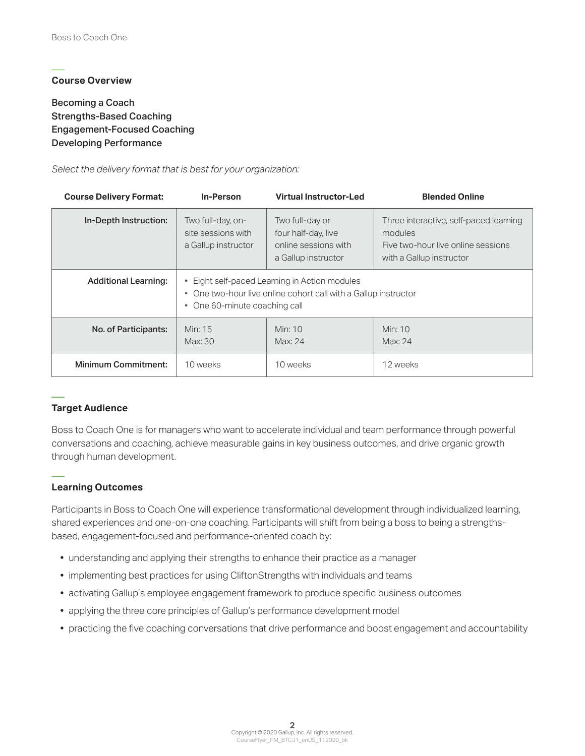## Course Overview

**Becoming a Coach**
**Strengths-Based Coaching**
**Engagement-Focused Coaching**
**Developing Performance**

*Select the delivery format that is best for your organization:*

| Course Delivery Format: | In-Person | Virtual Instructor-Led | Blended Online |
|---|---|---|---|
| **In-Depth Instruction:** | Two full-day, on-site sessions with a Gallup instructor | Two full-day or four half-day, live online sessions with a Gallup instructor | Three interactive, self-paced learning modules<br>Five two-hour live online sessions with a Gallup instructor |
| **Additional Learning:** | • Eight self-paced Learning in Action modules<br>• One two-hour live online cohort call with a Gallup instructor<br>• One 60-minute coaching call | | |
| **No. of Participants:** | Min: 15<br>Max: 30 | Min: 10<br>Max: 24 | Min: 10<br>Max: 24 |
| **Minimum Commitment:** | 10 weeks | 10 weeks | 12 weeks |

## Target Audience

Boss to Coach One is for managers who want to accelerate individual and team performance through powerful conversations and coaching, achieve measurable gains in key business outcomes, and drive organic growth through human development.

## Learning Outcomes

Participants in Boss to Coach One will experience transformational development through individualized learning, shared experiences and one-on-one coaching. Participants will shift from being a boss to being a strengths-based, engagement-focused and performance-oriented coach by:

- understanding and applying their strengths to enhance their practice as a manager
- implementing best practices for using CliftonStrengths with individuals and teams
- activating Gallup's employee engagement framework to produce specific business outcomes
- applying the three core principles of Gallup's performance development model
- practicing the five coaching conversations that drive performance and boost engagement and accountability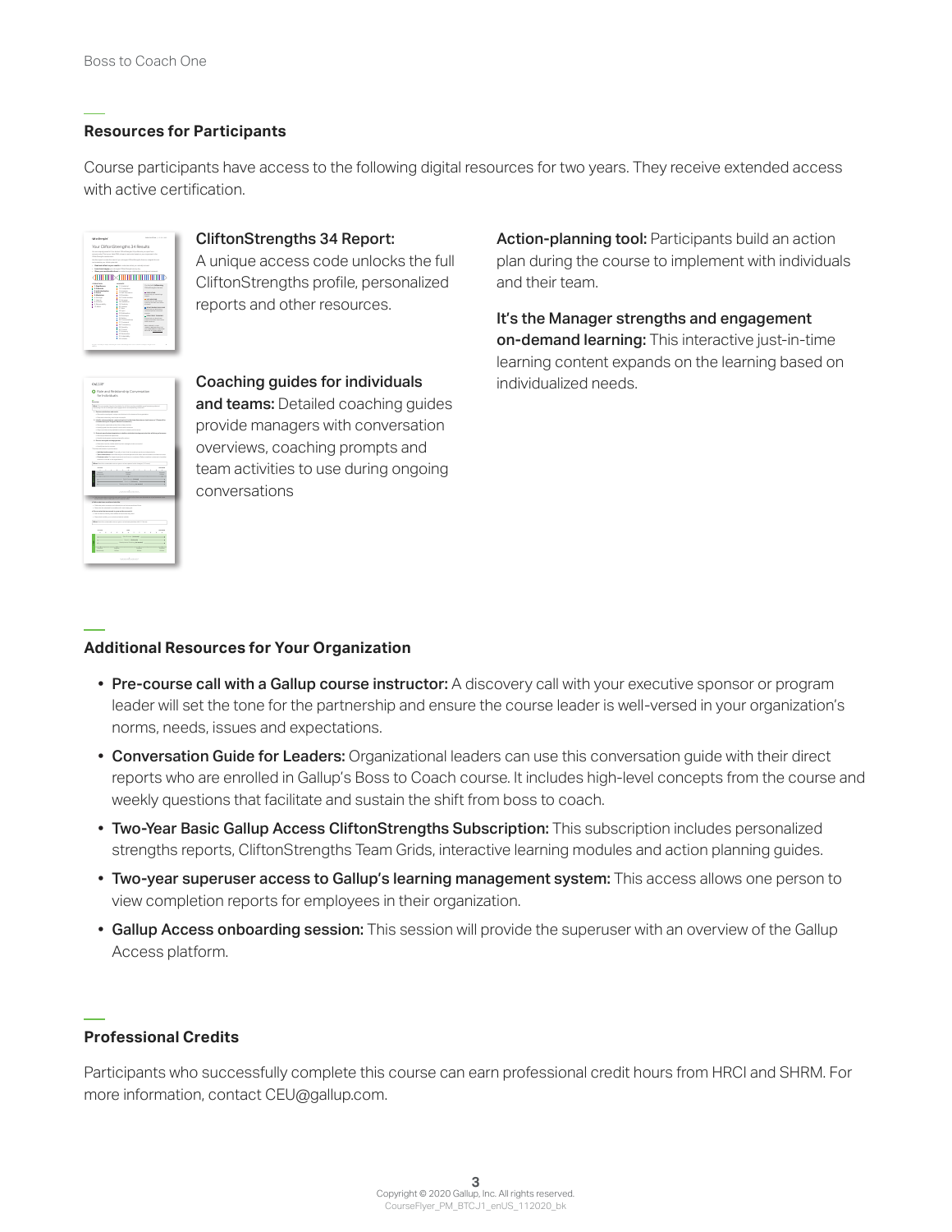## Resources for Participants

Course participants have access to the following digital resources for two years. They receive extended access with active certification.

**CliftonStrengths 34 Report:** A unique access code unlocks the full CliftonStrengths profile, personalized reports and other resources.

**Coaching guides for individuals and teams:** Detailed coaching guides provide managers with conversation overviews, coaching prompts and team activities to use during ongoing conversations

**Action-planning tool:** Participants build an action plan during the course to implement with individuals and their team.

**It's the Manager strengths and engagement on-demand learning:** This interactive just-in-time learning content expands on the learning based on individualized needs.

## Additional Resources for Your Organization

- **Pre-course call with a Gallup course instructor:** A discovery call with your executive sponsor or program leader will set the tone for the partnership and ensure the course leader is well-versed in your organization's norms, needs, issues and expectations.
- **Conversation Guide for Leaders:** Organizational leaders can use this conversation guide with their direct reports who are enrolled in Gallup's Boss to Coach course. It includes high-level concepts from the course and weekly questions that facilitate and sustain the shift from boss to coach.
- **Two-Year Basic Gallup Access CliftonStrengths Subscription:** This subscription includes personalized strengths reports, CliftonStrengths Team Grids, interactive learning modules and action planning guides.
- **Two-year superuser access to Gallup's learning management system:** This access allows one person to view completion reports for employees in their organization.
- **Gallup Access onboarding session:** This session will provide the superuser with an overview of the Gallup Access platform.

## Professional Credits

Participants who successfully complete this course can earn professional credit hours from HRCI and SHRM. For more information, contact CEU@gallup.com.

Copyright © 2020 Gallup, Inc. All rights reserved.
CourseFlyer_PM_BTCJ1_enUS_112020_bk